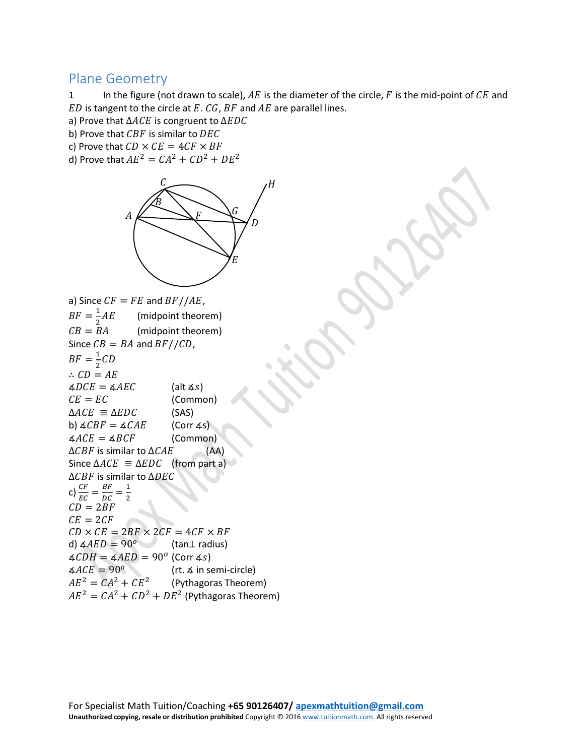## Plane Geometry

1 In the figure (not drawn to scale), $AE$ is the diameter of the circle, $F$ is the mid-point of $CE$ and $ED$ is tangent to the circle at $E$. $CG$, $BF$ and $AE$ are parallel lines.

a) Prove that $\Delta ACE$ is congruent to $\Delta EDC$

b) Prove that $CBF$ is similar to $DEC$

c) Prove that $CD \times CE = 4CF \times BF$

d) Prove that $AE^2 = CA^2 + CD^2 + DE^2$

a) Since $CF = FE$ and $BF // AE$,

$BF = \frac{1}{2}AE$ (midpoint theorem)

$CB = BA$ (midpoint theorem)

Since $CB = BA$ and $BF // CD$,

$BF = \frac{1}{2}CD$

$\therefore CD = AE$

$\measuredangle DCE = \measuredangle AEC$ (alt $\measuredangle s$)

$CE = EC$ (Common)

$\Delta ACE \equiv \Delta EDC$ (SAS)

b) $\measuredangle CBF = \measuredangle CAE$ (Corr $\measuredangle$s)

$\measuredangle ACE = \measuredangle BCF$ (Common)

$\Delta CBF$ is similar to $\Delta CAE$ (AA)

Since $\Delta ACE \equiv \Delta EDC$ (from part a)

$\Delta CBF$ is similar to $\Delta DEC$

c) $\frac{CF}{EC} = \frac{BF}{DC} = \frac{1}{2}$

$CD = 2BF$

$CE = 2CF$

$CD \times CE = 2BF \times 2CF = 4CF \times BF$

d) $\measuredangle AED = 90^o$ (tan⊥ radius)

$\measuredangle CDH = \measuredangle AED = 90^o$ (Corr $\measuredangle s$)

$\measuredangle ACE = 90^o$ (rt. $\measuredangle$ in semi-circle)

$AE^2 = CA^2 + CE^2$ (Pythagoras Theorem)

$AE^2 = CA^2 + CD^2 + DE^2$ (Pythagoras Theorem)

For Specialist Math Tuition/Coaching **+65 90126407/** apexmathtuition@gmail.com

**Unauthorized copying, resale or distribution prohibited** Copyright © 2016 www.tuitionmath.com. All rights reserved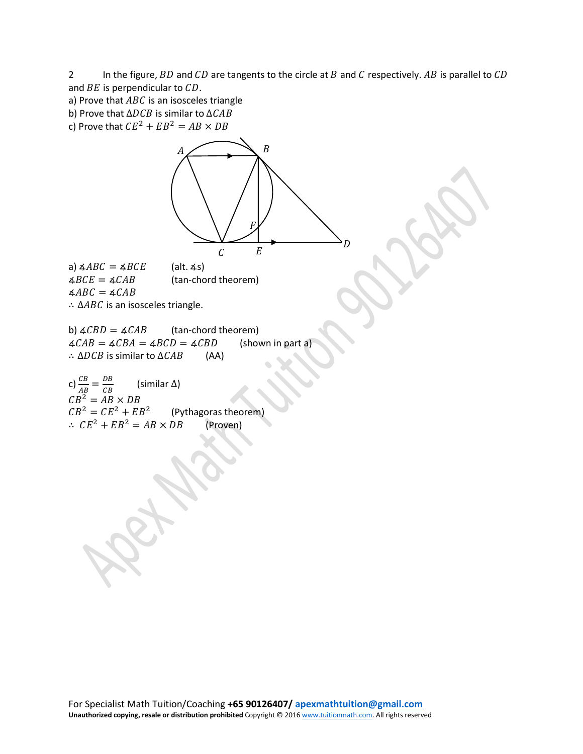2 In the figure, $BD$ and $CD$ are tangents to the circle at $B$ and $C$ respectively. $AB$ is parallel to $CD$ and $BE$ is perpendicular to $CD$.

a) Prove that $ABC$ is an isosceles triangle

b) Prove that $\Delta DCB$ is similar to $\Delta CAB$

c) Prove that $CE^2 + EB^2 = AB \times DB$

a) $\measuredangle ABC = \measuredangle BCE$ (alt. $\measuredangle$s)

$\measuredangle BCE = \measuredangle CAB$ (tan-chord theorem)

$\measuredangle ABC = \measuredangle CAB$

$\therefore$ $\Delta ABC$ is an isosceles triangle.

b) $\measuredangle CBD = \measuredangle CAB$ (tan-chord theorem)

$\measuredangle CAB = \measuredangle CBA = \measuredangle BCD = \measuredangle CBD$ (shown in part a)

$\therefore$ $\Delta DCB$ is similar to $\Delta CAB$ (AA)

c) $\frac{CB}{AB} = \frac{DB}{CB}$ (similar $\Delta$)

$CB^2 = AB \times DB$

$CB^2 = CE^2 + EB^2$ (Pythagoras theorem)

$\therefore$ $CE^2 + EB^2 = AB \times DB$ (Proven)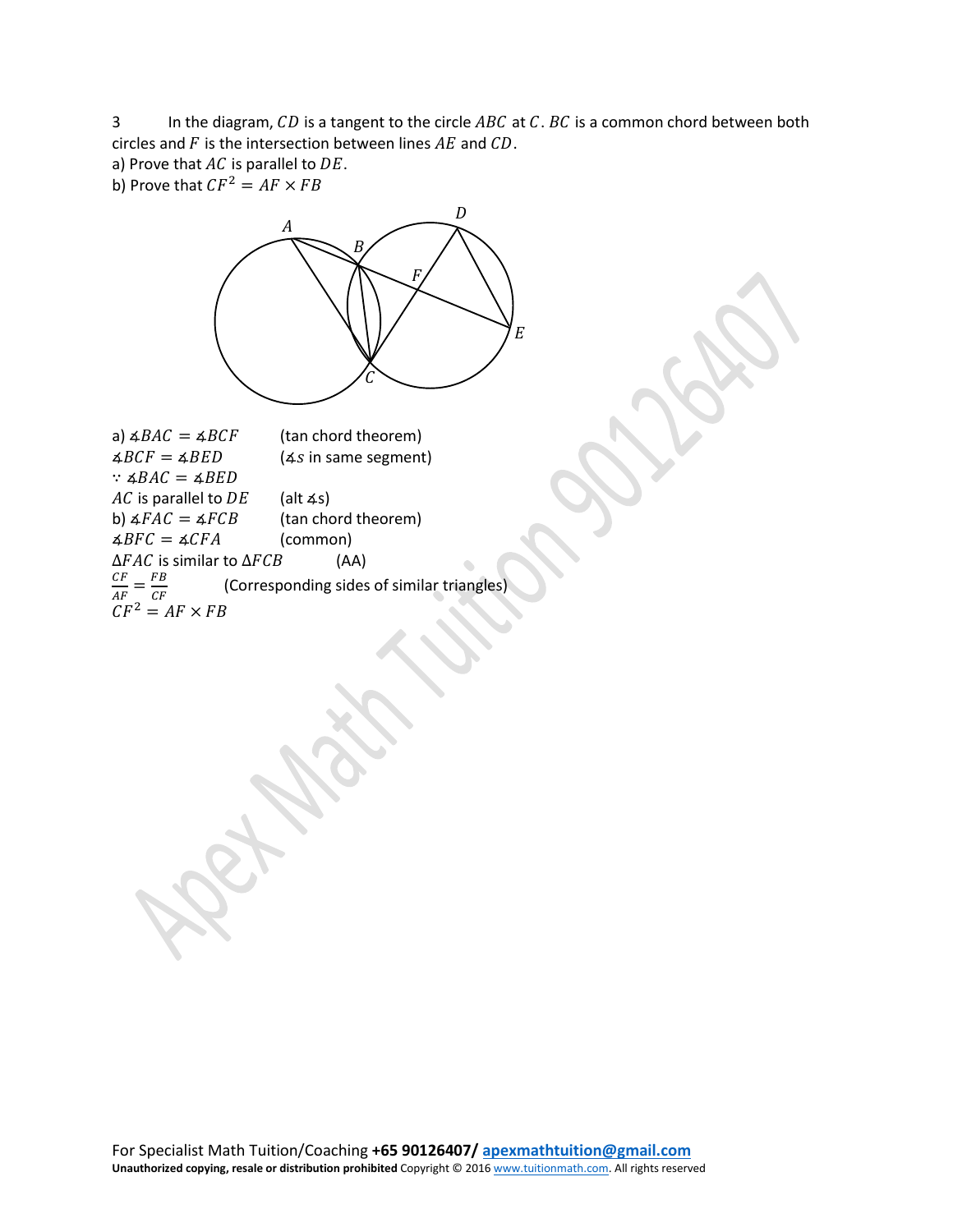3 In the diagram, $CD$ is a tangent to the circle $ABC$ at $C$. $BC$ is a common chord between both circles and $F$ is the intersection between lines $AE$ and $CD$.

a) Prove that $AC$ is parallel to $DE$.

b) Prove that $CF^2 = AF \times FB$

a) $\measuredangle BAC = \measuredangle BCF$ (tan chord theorem)

$\measuredangle BCF = \measuredangle BED$ ($\measuredangle s$ in same segment)

$\because \measuredangle BAC = \measuredangle BED$

$AC$ is parallel to $DE$ (alt $\measuredangle$s)

b) $\measuredangle FAC = \measuredangle FCB$ (tan chord theorem)

$\measuredangle BFC = \measuredangle CFA$ (common)

$\Delta FAC$ is similar to $\Delta FCB$ (AA)

$\frac{CF}{AF} = \frac{FB}{CF}$ (Corresponding sides of similar triangles)

$CF^2 = AF \times FB$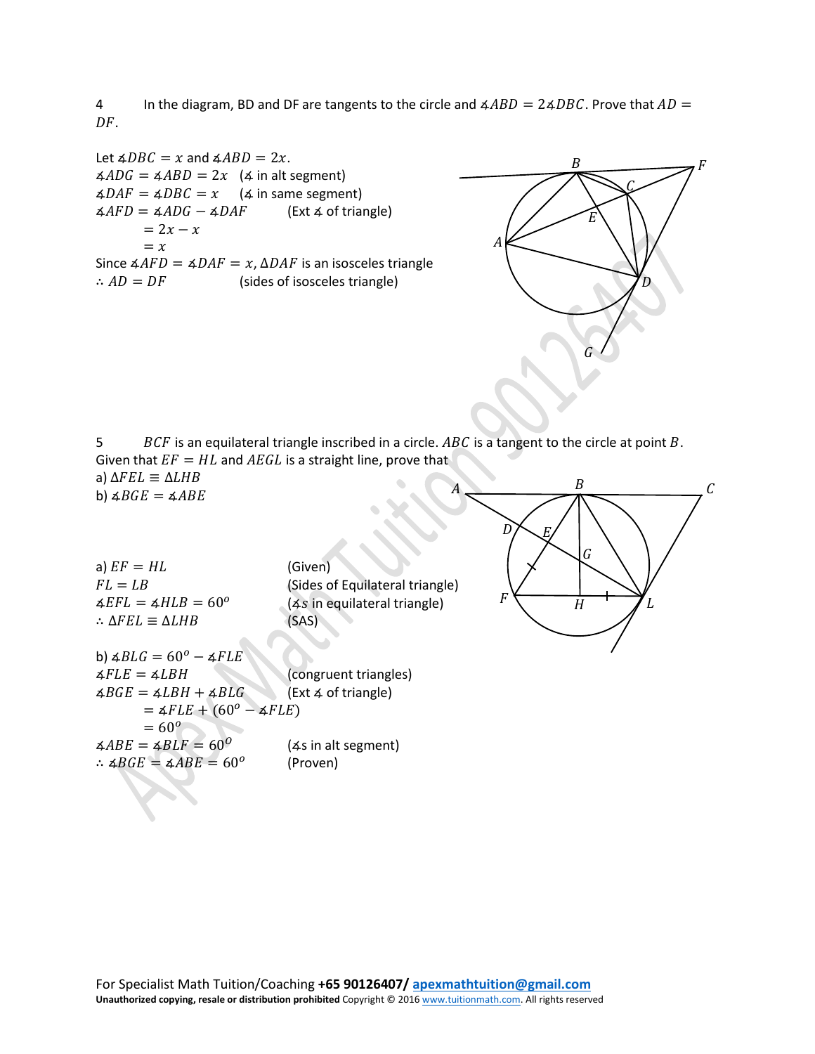4 In the diagram, BD and DF are tangents to the circle and $\measuredangle ABD = 2\measuredangle DBC$. Prove that $AD = DF$.

Let $\measuredangle DBC = x$ and $\measuredangle ABD = 2x$.
$\measuredangle ADG = \measuredangle ABD = 2x$ ($\measuredangle$ in alt segment)
$\measuredangle DAF = \measuredangle DBC = x$ ($\measuredangle$ in same segment)
$\measuredangle AFD = \measuredangle ADG - \measuredangle DAF$ (Ext $\measuredangle$ of triangle)
$= 2x - x$
$= x$
Since $\measuredangle AFD = \measuredangle DAF = x$, $\Delta DAF$ is an isosceles triangle
$\therefore AD = DF$ (sides of isosceles triangle)

5 $BCF$ is an equilateral triangle inscribed in a circle. $ABC$ is a tangent to the circle at point $B$. Given that $EF = HL$ and $AEGL$ is a straight line, prove that
a) $\Delta FEL \equiv \Delta LHB$
b) $\measuredangle BGE = \measuredangle ABE$

a) $EF = HL$ (Given)
$FL = LB$ (Sides of Equilateral triangle)
$\measuredangle EFL = \measuredangle HLB = 60^o$ ($\measuredangle s$ in equilateral triangle)
$\therefore \Delta FEL \equiv \Delta LHB$ (SAS)

b) $\measuredangle BLG = 60^o - \measuredangle FLE$
$\measuredangle FLE = \measuredangle LBH$ (congruent triangles)
$\measuredangle BGE = \measuredangle LBH + \measuredangle BLG$ (Ext $\measuredangle$ of triangle)
$= \measuredangle FLE + (60^o - \measuredangle FLE)$
$= 60^o$
$\measuredangle ABE = \measuredangle BLF = 60^o$ ($\measuredangle s$ in alt segment)
$\therefore \measuredangle BGE = \measuredangle ABE = 60^o$ (Proven)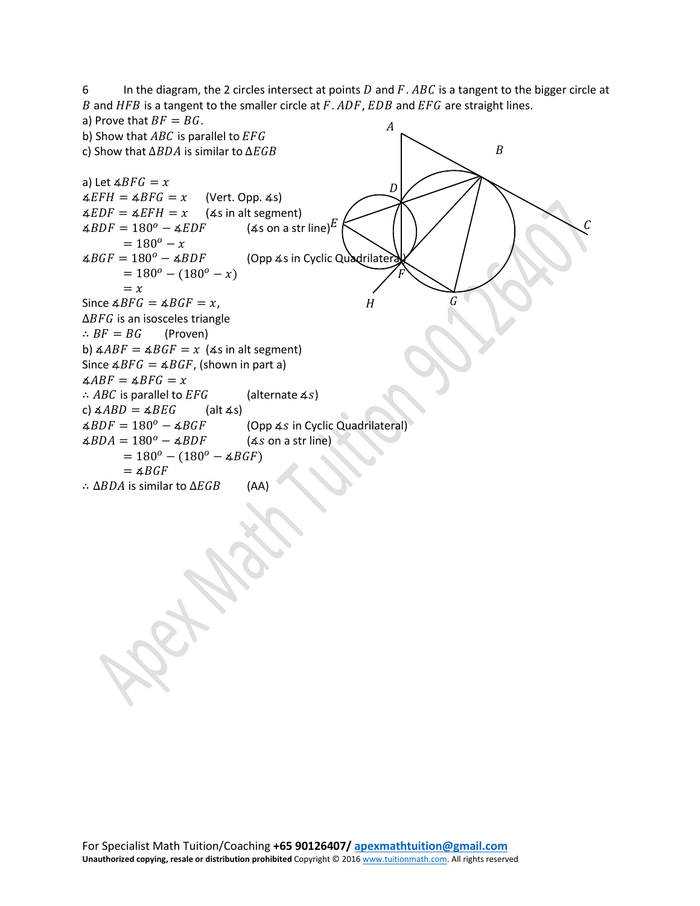6 In the diagram, the 2 circles intersect at points $D$ and $F$. $ABC$ is a tangent to the bigger circle at $B$ and $HFB$ is a tangent to the smaller circle at $F$. $ADF$, $EDB$ and $EFG$ are straight lines.

a) Prove that $BF = BG$.

b) Show that $ABC$ is parallel to $EFG$

c) Show that $\Delta BDA$ is similar to $\Delta EGB$

a) Let $\measuredangle BFG = x$

$\measuredangle EFH = \measuredangle BFG = x$ (Vert. Opp. ∡s)

$\measuredangle EDF = \measuredangle EFH = x$ (∡s in alt segment)

$\measuredangle BDF = 180^o - \measuredangle EDF$ (∡s on a str line)

$= 180^o - x$

$\measuredangle BGF = 180^o - \measuredangle BDF$ (Opp ∡s in Cyclic Quadrilateral)

$= 180^o - (180^o - x)$

$= x$

Since $\measuredangle BFG = \measuredangle BGF = x$,

$\Delta BFG$ is an isosceles triangle

$\therefore BF = BG$ (Proven)

b) $\measuredangle ABF = \measuredangle BGF = x$ (∡s in alt segment)

Since $\measuredangle BFG = \measuredangle BGF$, (shown in part a)

$\measuredangle ABF = \measuredangle BFG = x$

$\therefore ABC$ is parallel to $EFG$ (alternate $\measuredangle s$)

c) $\measuredangle ABD = \measuredangle BEG$ (alt ∡s)

$\measuredangle BDF = 180^o - \measuredangle BGF$ (Opp $\measuredangle s$ in Cyclic Quadrilateral)

$\measuredangle BDA = 180^o - \measuredangle BDF$ ($\measuredangle s$ on a str line)

$= 180^o - (180^o - \measuredangle BGF)$

$= \measuredangle BGF$

$\therefore \Delta BDA$ is similar to $\Delta EGB$ (AA)

For Specialist Math Tuition/Coaching **+65 90126407/** apexmathtuition@gmail.com

**Unauthorized copying, resale or distribution prohibited** Copyright © 2016 www.tuitionmath.com. All rights reserved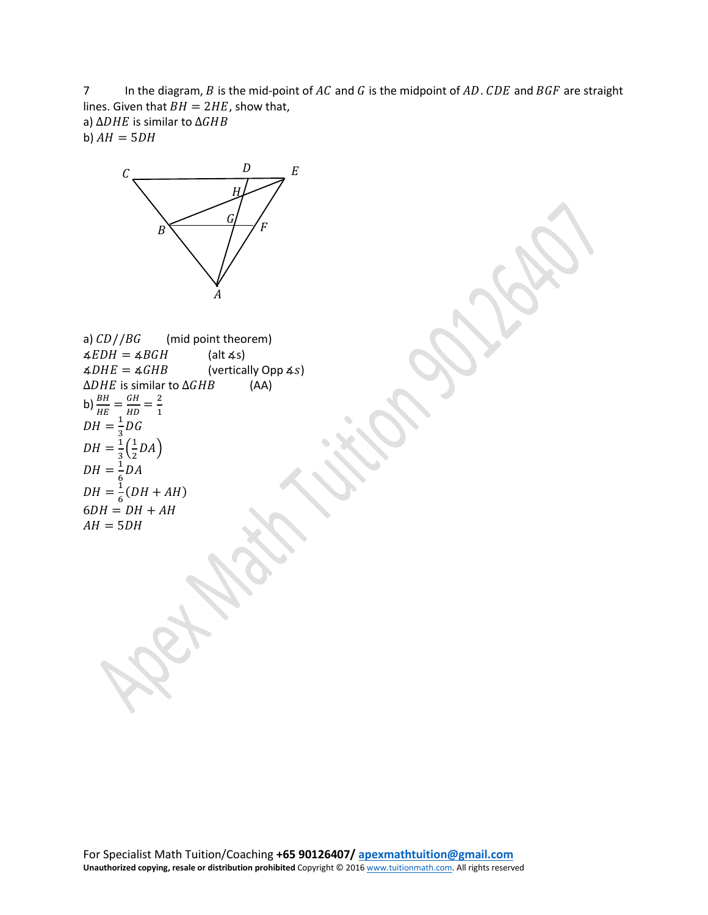7 In the diagram, $B$ is the mid-point of $AC$ and $G$ is the midpoint of $AD$. $CDE$ and $BGF$ are straight lines. Given that $BH = 2HE$, show that,

a) $\Delta DHE$ is similar to $\Delta GHB$

b) $AH = 5DH$

a) $CD // BG$ (mid point theorem)

$\measuredangle EDH = \measuredangle BGH$ (alt $\measuredangle$s)

$\measuredangle DHE = \measuredangle GHB$ (vertically Opp $\measuredangle s$)

$\Delta DHE$ is similar to $\Delta GHB$ (AA)

b) $\frac{BH}{HE} = \frac{GH}{HD} = \frac{2}{1}$

$DH = \frac{1}{3}DG$

$DH = \frac{1}{3}\left(\frac{1}{2}DA\right)$

$DH = \frac{1}{6}DA$

$DH = \frac{1}{6}(DH + AH)$

$6DH = DH + AH$

$AH = 5DH$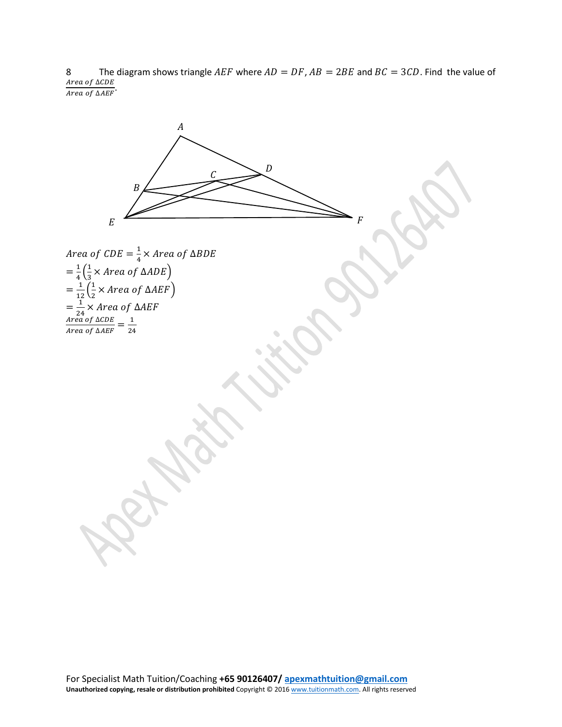8 The diagram shows triangle $AEF$ where $AD = DF$, $AB = 2BE$ and $BC = 3CD$. Find the value of $\frac{Area\ of\ \Delta CDE}{Area\ of\ \Delta AEF}$.

$Area\ of\ CDE = \frac{1}{4} \times Area\ of\ \Delta BDE$

$= \frac{1}{4}\left(\frac{1}{3} \times Area\ of\ \Delta ADE\right)$

$= \frac{1}{12}\left(\frac{1}{2} \times Area\ of\ \Delta AEF\right)$

$= \frac{1}{24} \times Area\ of\ \Delta AEF$

$\frac{Area\ of\ \Delta CDE}{Area\ of\ \Delta AEF} = \frac{1}{24}$

For Specialist Math Tuition/Coaching **+65 90126407/** apexmathtuition@gmail.com

**Unauthorized copying, resale or distribution prohibited** Copyright © 2016 www.tuitionmath.com. All rights reserved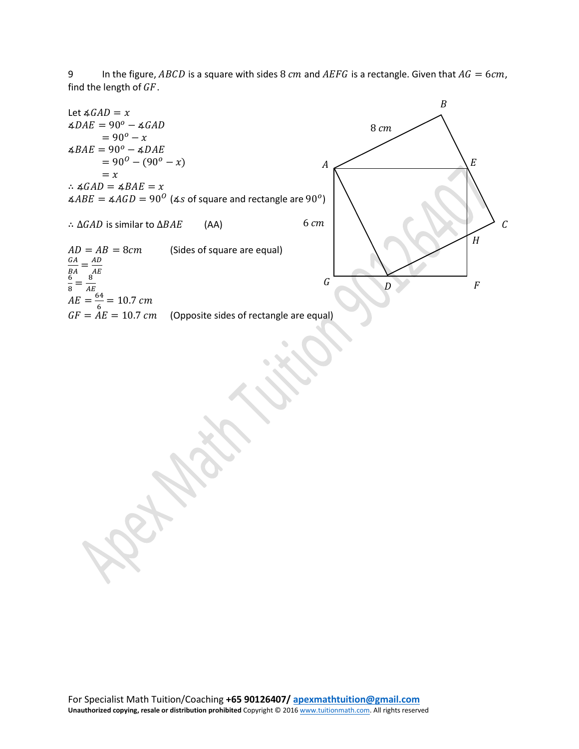9 In the figure, $ABCD$ is a square with sides 8 $cm$ and $AEFG$ is a rectangle. Given that $AG = 6cm$, find the length of $GF$.

Let $\measuredangle GAD = x$

$\measuredangle DAE = 90^o - \measuredangle GAD$

$= 90^o - x$

$\measuredangle BAE = 90^o - \measuredangle DAE$

$= 90^O - (90^o - x)$

$= x$

$\therefore \measuredangle GAD = \measuredangle BAE = x$

$\measuredangle ABE = \measuredangle AGD = 90^O$ ($\measuredangle s$ of square and rectangle are $90^o$)

$\therefore \Delta GAD$ is similar to $\Delta BAE$ (AA)

$AD = AB = 8cm$ (Sides of square are equal)

$\frac{GA}{BA} = \frac{AD}{AE}$

$\frac{6}{8} = \frac{8}{AE}$

$AE = \frac{64}{6} = 10.7\ cm$

$GF = AE = 10.7\ cm$ (Opposite sides of rectangle are equal)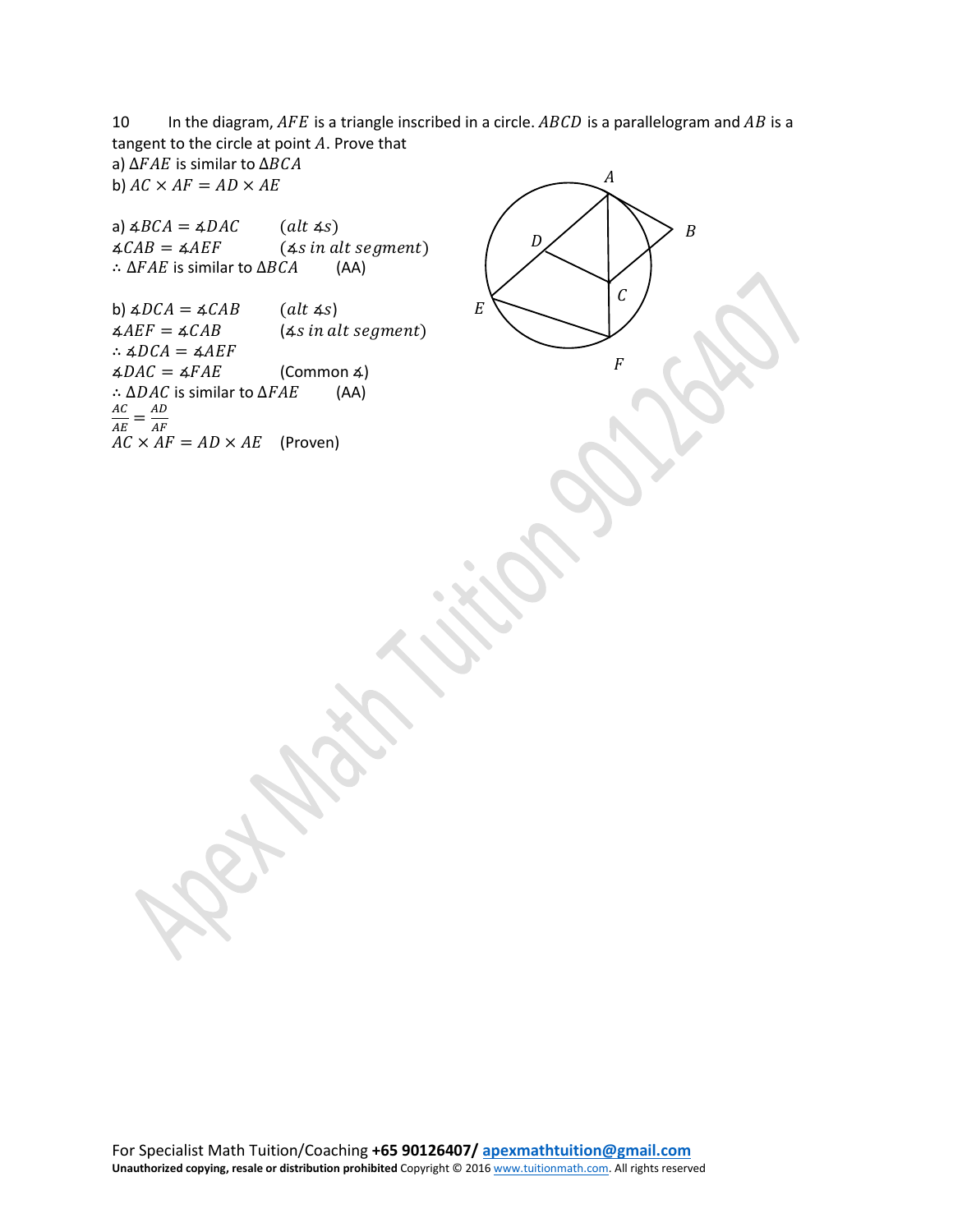10 In the diagram, $AFE$ is a triangle inscribed in a circle. $ABCD$ is a parallelogram and $AB$ is a tangent to the circle at point $A$. Prove that

a) $\Delta FAE$ is similar to $\Delta BCA$

b) $AC \times AF = AD \times AE$

A

B

D

C

E

F

a) $\measuredangle BCA = \measuredangle DAC$ $(alt\ \measuredangle s)$

$\measuredangle CAB = \measuredangle AEF$ $(\measuredangle s\ in\ alt\ segment)$

$\therefore$ $\Delta FAE$ is similar to $\Delta BCA$ (AA)

b) $\measuredangle DCA = \measuredangle CAB$ $(alt\ \measuredangle s)$

$\measuredangle AEF = \measuredangle CAB$ $(\measuredangle s\ in\ alt\ segment)$

$\therefore \measuredangle DCA = \measuredangle AEF$

$\measuredangle DAC = \measuredangle FAE$ (Common $\measuredangle$)

$\therefore$ $\Delta DAC$ is similar to $\Delta FAE$ (AA)

$\frac{AC}{AE} = \frac{AD}{AF}$

$AC \times AF = AD \times AE$ (Proven)

For Specialist Math Tuition/Coaching **+65 90126407/** apexmathtuition@gmail.com

**Unauthorized copying, resale or distribution prohibited** Copyright © 2016 www.tuitionmath.com. All rights reserved